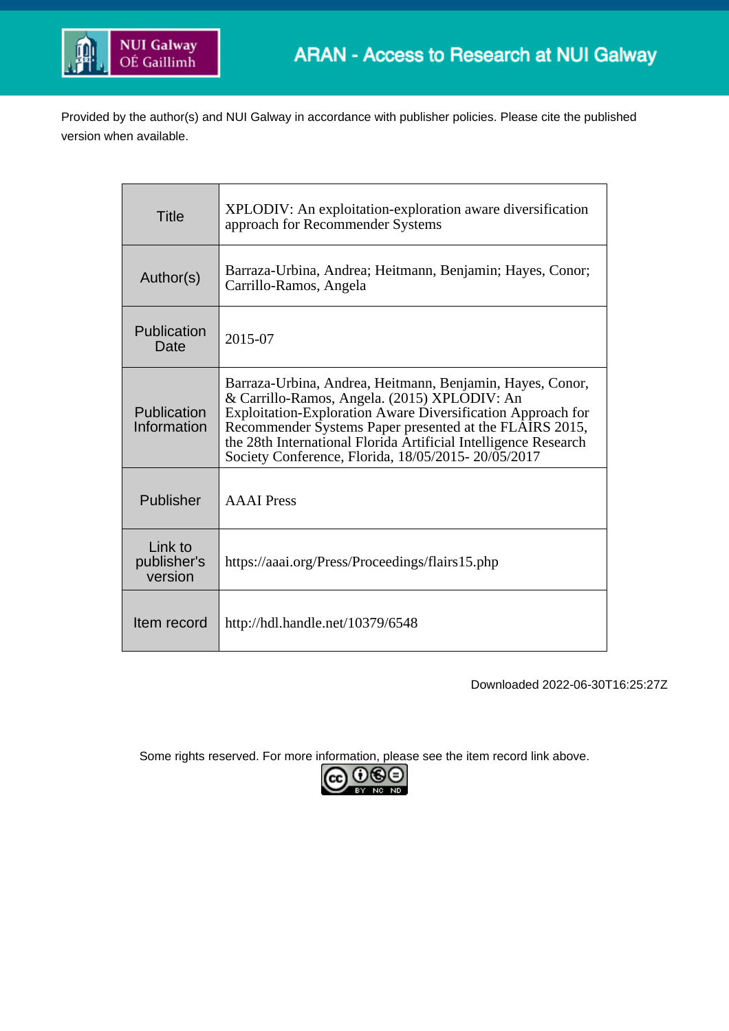ARAN - Access to Research at NUI Galway

Provided by the author(s) and NUI Galway in accordance with publisher policies. Please cite the published version when available.

| | |
|---|---|
| Title | XPLODIV: An exploitation-exploration aware diversification approach for Recommender Systems |
| Author(s) | Barraza-Urbina, Andrea; Heitmann, Benjamin; Hayes, Conor; Carrillo-Ramos, Angela |
| Publication Date | 2015-07 |
| Publication Information | Barraza-Urbina, Andrea, Heitmann, Benjamin, Hayes, Conor, & Carrillo-Ramos, Angela. (2015) XPLODIV: An Exploitation-Exploration Aware Diversification Approach for Recommender Systems Paper presented at the FLAIRS 2015, the 28th International Florida Artificial Intelligence Research Society Conference, Florida, 18/05/2015- 20/05/2017 |
| Publisher | AAAI Press |
| Link to publisher's version | https://aaai.org/Press/Proceedings/flairs15.php |
| Item record | http://hdl.handle.net/10379/6548 |

Downloaded 2022-06-30T16:25:27Z

Some rights reserved. For more information, please see the item record link above.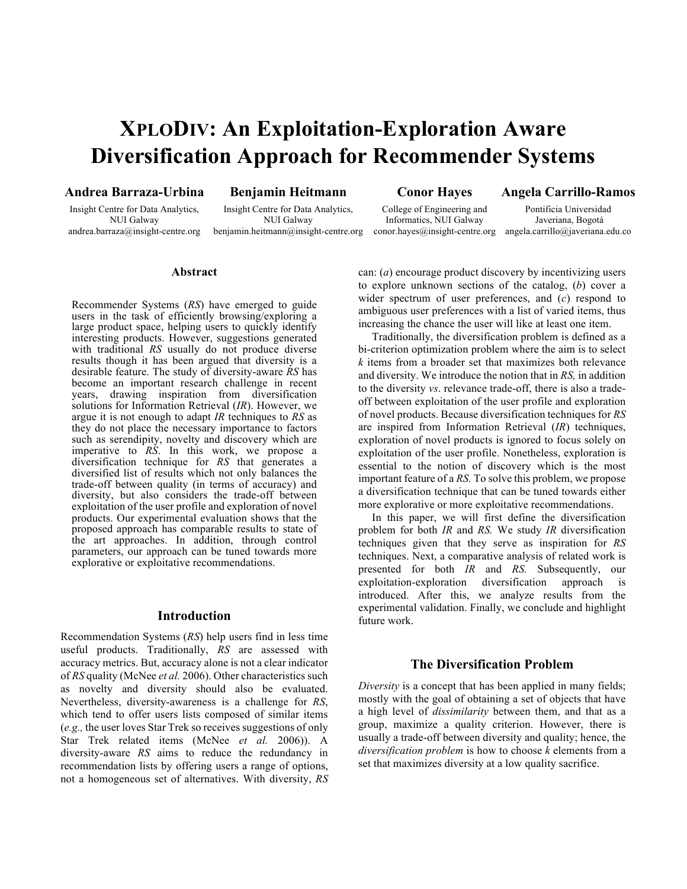# XPLODIV: An Exploitation-Exploration Aware Diversification Approach for Recommender Systems

**Andrea Barraza-Urbina**
Insight Centre for Data Analytics, NUI Galway
andrea.barraza@insight-centre.org

**Benjamin Heitmann**
Insight Centre for Data Analytics, NUI Galway
benjamin.heitmann@insight-centre.org

**Conor Hayes**
College of Engineering and Informatics, NUI Galway
conor.hayes@insight-centre.org

**Angela Carrillo-Ramos**
Pontificia Universidad Javeriana, Bogotá
angela.carrillo@javeriana.edu.co

## Abstract

Recommender Systems (*RS*) have emerged to guide users in the task of efficiently browsing/exploring a large product space, helping users to quickly identify interesting products. However, suggestions generated with traditional *RS* usually do not produce diverse results though it has been argued that diversity is a desirable feature. The study of diversity-aware *RS* has become an important research challenge in recent years, drawing inspiration from diversification solutions for Information Retrieval (*IR*). However, we argue it is not enough to adapt *IR* techniques to *RS* as they do not place the necessary importance to factors such as serendipity, novelty and discovery which are imperative to *RS*. In this work, we propose a diversification technique for *RS* that generates a diversified list of results which not only balances the trade-off between quality (in terms of accuracy) and diversity, but also considers the trade-off between exploitation of the user profile and exploration of novel products. Our experimental evaluation shows that the proposed approach has comparable results to state of the art approaches. In addition, through control parameters, our approach can be tuned towards more explorative or exploitative recommendations.

## Introduction

Recommendation Systems (*RS*) help users find in less time useful products. Traditionally, *RS* are assessed with accuracy metrics. But, accuracy alone is not a clear indicator of *RS* quality (McNee *et al.* 2006). Other characteristics such as novelty and diversity should also be evaluated. Nevertheless, diversity-awareness is a challenge for *RS*, which tend to offer users lists composed of similar items (*e.g.,* the user loves Star Trek so receives suggestions of only Star Trek related items (McNee *et al.* 2006)). A diversity-aware *RS* aims to reduce the redundancy in recommendation lists by offering users a range of options, not a homogeneous set of alternatives. With diversity, *RS* can: (*a*) encourage product discovery by incentivizing users to explore unknown sections of the catalog, (*b*) cover a wider spectrum of user preferences, and (*c*) respond to ambiguous user preferences with a list of varied items, thus increasing the chance the user will like at least one item.

Traditionally, the diversification problem is defined as a bi-criterion optimization problem where the aim is to select *k* items from a broader set that maximizes both relevance and diversity. We introduce the notion that in *RS,* in addition to the diversity *vs*. relevance trade-off, there is also a trade-off between exploitation of the user profile and exploration of novel products. Because diversification techniques for *RS* are inspired from Information Retrieval (*IR*) techniques, exploration of novel products is ignored to focus solely on exploitation of the user profile. Nonetheless, exploration is essential to the notion of discovery which is the most important feature of a *RS.* To solve this problem, we propose a diversification technique that can be tuned towards either more explorative or more exploitative recommendations.

In this paper, we will first define the diversification problem for both *IR* and *RS.* We study *IR* diversification techniques given that they serve as inspiration for *RS* techniques. Next, a comparative analysis of related work is presented for both *IR* and *RS.* Subsequently, our exploitation-exploration diversification approach is introduced. After this, we analyze results from the experimental validation. Finally, we conclude and highlight future work.

## The Diversification Problem

*Diversity* is a concept that has been applied in many fields; mostly with the goal of obtaining a set of objects that have a high level of *dissimilarity* between them, and that as a group, maximize a quality criterion. However, there is usually a trade-off between diversity and quality; hence, the *diversification problem* is how to choose *k* elements from a set that maximizes diversity at a low quality sacrifice.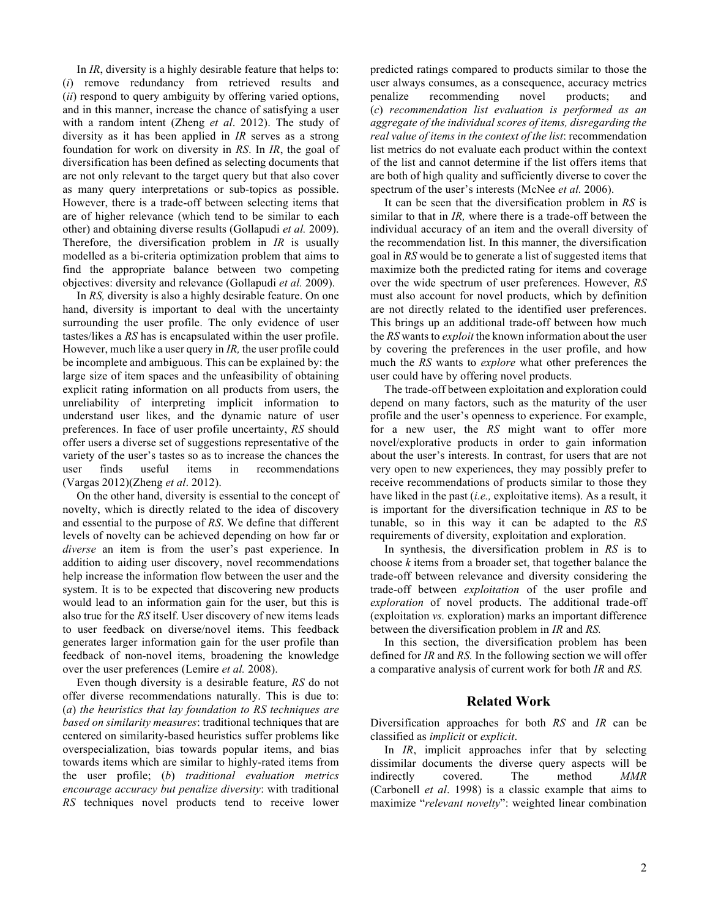In *IR*, diversity is a highly desirable feature that helps to: (*i*) remove redundancy from retrieved results and (*ii*) respond to query ambiguity by offering varied options, and in this manner, increase the chance of satisfying a user with a random intent (Zheng *et al*. 2012). The study of diversity as it has been applied in *IR* serves as a strong foundation for work on diversity in *RS*. In *IR*, the goal of diversification has been defined as selecting documents that are not only relevant to the target query but that also cover as many query interpretations or sub-topics as possible. However, there is a trade-off between selecting items that are of higher relevance (which tend to be similar to each other) and obtaining diverse results (Gollapudi *et al.* 2009). Therefore, the diversification problem in *IR* is usually modelled as a bi-criteria optimization problem that aims to find the appropriate balance between two competing objectives: diversity and relevance (Gollapudi *et al.* 2009).

In *RS,* diversity is also a highly desirable feature. On one hand, diversity is important to deal with the uncertainty surrounding the user profile. The only evidence of user tastes/likes a *RS* has is encapsulated within the user profile. However, much like a user query in *IR,* the user profile could be incomplete and ambiguous. This can be explained by: the large size of item spaces and the unfeasibility of obtaining explicit rating information on all products from users, the unreliability of interpreting implicit information to understand user likes, and the dynamic nature of user preferences. In face of user profile uncertainty, *RS* should offer users a diverse set of suggestions representative of the variety of the user's tastes so as to increase the chances the user finds useful items in recommendations (Vargas 2012)(Zheng *et al*. 2012).

On the other hand, diversity is essential to the concept of novelty, which is directly related to the idea of discovery and essential to the purpose of *RS*. We define that different levels of novelty can be achieved depending on how far or *diverse* an item is from the user's past experience. In addition to aiding user discovery, novel recommendations help increase the information flow between the user and the system. It is to be expected that discovering new products would lead to an information gain for the user, but this is also true for the *RS* itself. User discovery of new items leads to user feedback on diverse/novel items. This feedback generates larger information gain for the user profile than feedback of non-novel items, broadening the knowledge over the user preferences (Lemire *et al.* 2008).

Even though diversity is a desirable feature, *RS* do not offer diverse recommendations naturally. This is due to: (*a*) *the heuristics that lay foundation to RS techniques are based on similarity measures*: traditional techniques that are centered on similarity-based heuristics suffer problems like overspecialization, bias towards popular items, and bias towards items which are similar to highly-rated items from the user profile; (*b*) *traditional evaluation metrics encourage accuracy but penalize diversity*: with traditional *RS* techniques novel products tend to receive lower predicted ratings compared to products similar to those the user always consumes, as a consequence, accuracy metrics penalize recommending novel products; and (*c*) *recommendation list evaluation is performed as an aggregate of the individual scores of items, disregarding the real value of items in the context of the list*: recommendation list metrics do not evaluate each product within the context of the list and cannot determine if the list offers items that are both of high quality and sufficiently diverse to cover the spectrum of the user's interests (McNee *et al.* 2006).

It can be seen that the diversification problem in *RS* is similar to that in *IR,* where there is a trade-off between the individual accuracy of an item and the overall diversity of the recommendation list. In this manner, the diversification goal in *RS* would be to generate a list of suggested items that maximize both the predicted rating for items and coverage over the wide spectrum of user preferences. However, *RS* must also account for novel products, which by definition are not directly related to the identified user preferences. This brings up an additional trade-off between how much the *RS* wants to *exploit* the known information about the user by covering the preferences in the user profile, and how much the *RS* wants to *explore* what other preferences the user could have by offering novel products.

The trade-off between exploitation and exploration could depend on many factors, such as the maturity of the user profile and the user's openness to experience. For example, for a new user, the *RS* might want to offer more novel/explorative products in order to gain information about the user's interests. In contrast, for users that are not very open to new experiences, they may possibly prefer to receive recommendations of products similar to those they have liked in the past (*i.e.,* exploitative items). As a result, it is important for the diversification technique in *RS* to be tunable, so in this way it can be adapted to the *RS* requirements of diversity, exploitation and exploration.

In synthesis, the diversification problem in *RS* is to choose $k$ items from a broader set, that together balance the trade-off between relevance and diversity considering the trade-off between *exploitation* of the user profile and *exploration* of novel products. The additional trade-off (exploitation *vs.* exploration) marks an important difference between the diversification problem in *IR* and *RS.*

In this section, the diversification problem has been defined for *IR* and *RS.* In the following section we will offer a comparative analysis of current work for both *IR* and *RS.*

## Related Work

Diversification approaches for both *RS* and *IR* can be classified as *implicit* or *explicit*.

In *IR*, implicit approaches infer that by selecting dissimilar documents the diverse query aspects will be indirectly covered. The method *MMR* (Carbonell *et al*. 1998) is a classic example that aims to maximize "*relevant novelty*": weighted linear combination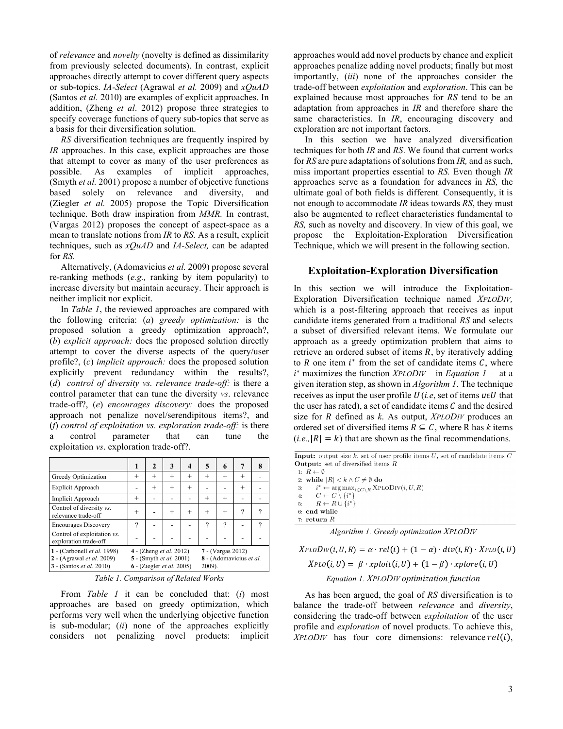of *relevance* and *novelty* (novelty is defined as dissimilarity from previously selected documents). In contrast, explicit approaches directly attempt to cover different query aspects or sub-topics. *IA-Select* (Agrawal *et al.* 2009) and *xQuAD* (Santos *et al.* 2010) are examples of explicit approaches. In addition, (Zheng *et al*. 2012) propose three strategies to specify coverage functions of query sub-topics that serve as a basis for their diversification solution.

*RS* diversification techniques are frequently inspired by *IR* approaches. In this case, explicit approaches are those that attempt to cover as many of the user preferences as possible. As examples of implicit approaches, (Smyth *et al.* 2001) propose a number of objective functions based solely on relevance and diversity, and (Ziegler *et al.* 2005) propose the Topic Diversification technique. Both draw inspiration from *MMR.* In contrast, (Vargas 2012) proposes the concept of aspect-space as a mean to translate notions from *IR* to *RS.* As a result, explicit techniques, such as *xQuAD* and *IA-Select,* can be adapted for *RS.*

Alternatively, (Adomavicius *et al.* 2009) propose several re-ranking methods (*e.g.,* ranking by item popularity) to increase diversity but maintain accuracy. Their approach is neither implicit nor explicit.

In *Table 1*, the reviewed approaches are compared with the following criteria: (*a*) *greedy optimization:* is the proposed solution a greedy optimization approach?, (*b*) *explicit approach:* does the proposed solution directly attempt to cover the diverse aspects of the query/user profile?, (*c*) *implicit approach:* does the proposed solution explicitly prevent redundancy within the results?, (*d*) *control of diversity vs. relevance trade-off:* is there a control parameter that can tune the diversity *vs*. relevance trade-off?, (*e*) *encourages discovery:* does the proposed approach not penalize novel/serendipitous items?, and (*f*) *control of exploitation vs. exploration trade-off:* is there a control parameter that can tune the exploitation *vs*. exploration trade-off?.

| | 1 | 2 | 3 | 4 | 5 | 6 | 7 | 8 |
|---|---|---|---|---|---|---|---|---|
| Greedy Optimization | + | + | + | + | + | + | + | - |
| Explicit Approach | - | + | + | + | - | - | + | - |
| Implicit Approach | + | - | - | - | + | + | - | - |
| Control of diversity *vs.* relevance trade-off | + | - | + | + | + | + | ? | ? |
| Encourages Discovery | ? | - | - | - | ? | ? | - | ? |
| Control of exploitation *vs.* exploration trade-off | - | - | - | - | - | - | - | - |

**1** - (Carbonell *et al.* 1998) **2** - (Agrawal *et al.* 2009) **3** - (Santos *et al.* 2010) **4** - (Zheng *et al.* 2012) **5** - (Smyth *et al.* 2001) **6** - (Ziegler *et al.* 2005) **7** - (Vargas 2012) **8** - (Adomavicius *et al.* 2009).

*Table 1. Comparison of Related Works*

From *Table 1* it can be concluded that: (*i*) most approaches are based on greedy optimization, which performs very well when the underlying objective function is sub-modular; (*ii*) none of the approaches explicitly considers not penalizing novel products: implicit approaches would add novel products by chance and explicit approaches penalize adding novel products; finally but most importantly, (*iii*) none of the approaches consider the trade-off between *exploitation* and *exploration*. This can be explained because most approaches for *RS* tend to be an adaptation from approaches in *IR* and therefore share the same characteristics. In *IR*, encouraging discovery and exploration are not important factors.

In this section we have analyzed diversification techniques for both *IR* and *RS*. We found that current works for *RS* are pure adaptations of solutions from *IR,* and as such, miss important properties essential to *RS.* Even though *IR* approaches serve as a foundation for advances in *RS,* the ultimate goal of both fields is different*.* Consequently, it is not enough to accommodate *IR* ideas towards *RS*, they must also be augmented to reflect characteristics fundamental to *RS,* such as novelty and discovery. In view of this goal, we propose the Exploitation-Exploration Diversification Technique, which we will present in the following section.

## Exploitation-Exploration Diversification

In this section we will introduce the Exploitation-Exploration Diversification technique named *XPLODIV,* which is a post-filtering approach that receives as input candidate items generated from a traditional *RS* and selects a subset of diversified relevant items. We formulate our approach as a greedy optimization problem that aims to retrieve an ordered subset of items $R$, by iteratively adding to $R$ one item $i^*$ from the set of candidate items $C$, where $i^*$ maximizes the function *XPLODIV* – in *Equation 1* – at a given iteration step, as shown in *Algorithm 1*. The technique receives as input the user profile $U$ (*i.e*, set of items $u \in U$ that the user has rated), a set of candidate items $C$ and the desired size for $R$ defined as $k$. As output, *XPLODIV* produces an ordered set of diversified items $R \subseteq C$, where R has $k$ items (*i.e.,* $|R| = k$) that are shown as the final recommendations*.*

```
Input: output size k, set of user profile items U, set of candidate items C
Output: set of diversified items R
1: R ← ∅
2: while |R| < k ∧ C ≠ ∅ do
3:     i* ← argmax_{i∈C\R} XPLODIV(i, U, R)
4:     C ← C \ {i*}
5:     R ← R ∪ {i*}
6: end while
7: return R
```

*Algorithm 1. Greedy optimization XPLODIV*

$$XPLODIV(i, U, R) = \alpha \cdot rel(i) + (1 - \alpha) \cdot div(i, R) \cdot XPLO(i, U)$$

$$XPLO(i, U) = \beta \cdot xploit(i, U) + (1 - \beta) \cdot xplore(i, U)$$

*Equation 1. XPLODIV optimization function*

As has been argued, the goal of *RS* diversification is to balance the trade-off between *relevance* and *diversity*, considering the trade-off between *exploitation* of the user profile and *exploration* of novel products. To achieve this, *XPLODIV* has four core dimensions: relevance $rel(i)$,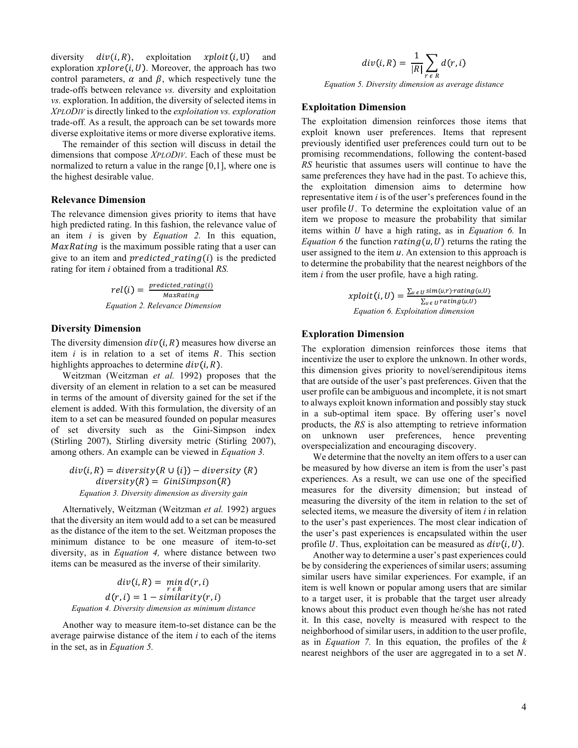diversity $div(i, R)$, exploitation $xploit(i, \mathrm{U})$ and exploration $xplore(i, U)$. Moreover, the approach has two control parameters, $\alpha$ and $\beta$, which respectively tune the trade-offs between relevance *vs.* diversity and exploitation *vs.* exploration. In addition, the diversity of selected items in *XPLODIV* is directly linked to the *exploitation vs. exploration* trade-off. As a result, the approach can be set towards more diverse exploitative items or more diverse explorative items.

The remainder of this section will discuss in detail the dimensions that compose *XPLODIV*. Each of these must be normalized to return a value in the range [0,1], where one is the highest desirable value.

### Relevance Dimension

The relevance dimension gives priority to items that have high predicted rating. In this fashion, the relevance value of an item *i* is given by *Equation 2.* In this equation, $MaxRating$ is the maximum possible rating that a user can give to an item and $predicted\_rating(i)$ is the predicted rating for item *i* obtained from a traditional *RS.*

$$rel(i) = \frac{predicted\_rating(i)}{MaxRating}$$

*Equation 2. Relevance Dimension*

### Diversity Dimension

The diversity dimension $div(i, R)$ measures how diverse an item *i* is in relation to a set of items $R$. This section highlights approaches to determine $div(i, R)$.

Weitzman (Weitzman *et al.* 1992) proposes that the diversity of an element in relation to a set can be measured in terms of the amount of diversity gained for the set if the element is added. With this formulation, the diversity of an item to a set can be measured founded on popular measures of set diversity such as the Gini-Simpson index (Stirling 2007), Stirling diversity metric (Stirling 2007), among others. An example can be viewed in *Equation 3.*

$$div(i, R) = diversity(R \cup \{i\}) - diversity\ (R)$$
$$diversity(R) = GiniSimpson(R)$$

*Equation 3. Diversity dimension as diversity gain*

Alternatively, Weitzman (Weitzman *et al.* 1992) argues that the diversity an item would add to a set can be measured as the distance of the item to the set. Weitzman proposes the minimum distance to be one measure of item-to-set diversity, as in *Equation 4,* where distance between two items can be measured as the inverse of their similarity.

$$div(i, R) = \min_{r \in R} d(r, i)$$
$$d(r, i) = 1 - similarity(r, i)$$

*Equation 4. Diversity dimension as minimum distance*

Another way to measure item-to-set distance can be the average pairwise distance of the item *i* to each of the items in the set, as in *Equation 5.*

$$div(i, R) = \frac{1}{|R|} \sum_{r \in R} d(r, i)$$

*Equation 5. Diversity dimension as average distance*

### Exploitation Dimension

The exploitation dimension reinforces those items that exploit known user preferences. Items that represent previously identified user preferences could turn out to be promising recommendations, following the content-based *RS* heuristic that assumes users will continue to have the same preferences they have had in the past. To achieve this, the exploitation dimension aims to determine how representative item *i* is of the user's preferences found in the user profile $U$. To determine the exploitation value of an item we propose to measure the probability that similar items within $U$ have a high rating, as in *Equation 6.* In *Equation 6* the function $rating(u, U)$ returns the rating the user assigned to the item $u$. An extension to this approach is to determine the probability that the nearest neighbors of the item *i* from the user profile*,* have a high rating.

$$xploit(i, U) = \frac{\sum_{u \in U} sim(u,r) \cdot rating(u,U)}{\sum_{u \in U} rating(u,U)}$$

*Equation 6. Exploitation dimension*

### Exploration Dimension

The exploration dimension reinforces those items that incentivize the user to explore the unknown. In other words, this dimension gives priority to novel/serendipitous items that are outside of the user's past preferences. Given that the user profile can be ambiguous and incomplete, it is not smart to always exploit known information and possibly stay stuck in a sub-optimal item space. By offering user's novel products, the *RS* is also attempting to retrieve information on unknown user preferences, hence preventing overspecialization and encouraging discovery.

We determine that the novelty an item offers to a user can be measured by how diverse an item is from the user's past experiences. As a result, we can use one of the specified measures for the diversity dimension; but instead of measuring the diversity of the item in relation to the set of selected items, we measure the diversity of item *i* in relation to the user's past experiences. The most clear indication of the user's past experiences is encapsulated within the user profile $U$. Thus, exploitation can be measured as $div(i, U)$.

Another way to determine a user's past experiences could be by considering the experiences of similar users; assuming similar users have similar experiences. For example, if an item is well known or popular among users that are similar to a target user, it is probable that the target user already knows about this product even though he/she has not rated it. In this case, novelty is measured with respect to the neighborhood of similar users, in addition to the user profile, as in *Equation 7.* In this equation, the profiles of the *k* nearest neighbors of the user are aggregated in to a set $N$.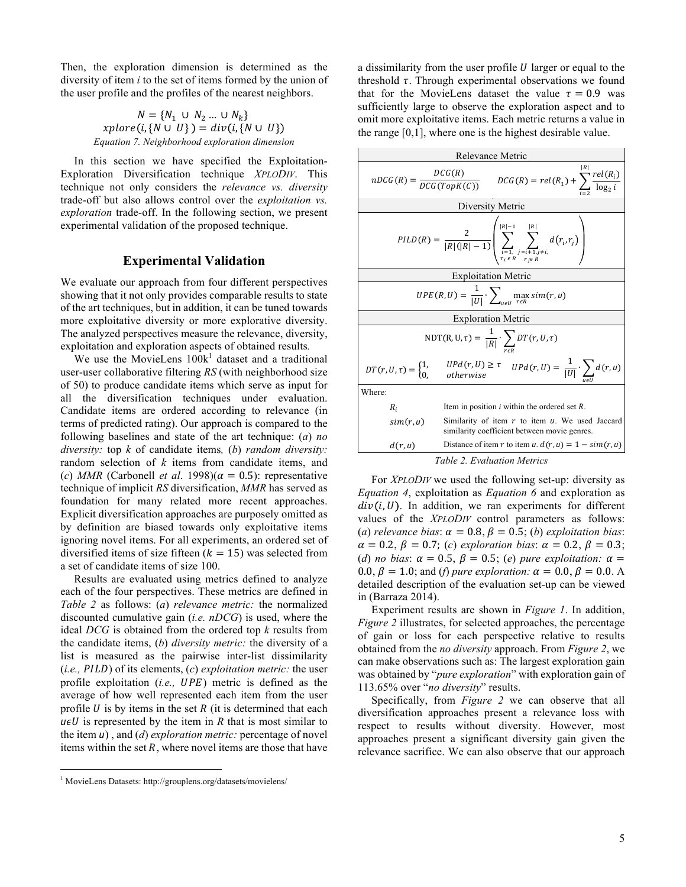Then, the exploration dimension is determined as the diversity of item *i* to the set of items formed by the union of the user profile and the profiles of the nearest neighbors.

$$N = \{N_1 \cup N_2 \ldots \cup N_k\}$$
$$xplore(i, \{N \cup U\}) = div(i, \{N \cup U\})$$

*Equation 7. Neighborhood exploration dimension*

In this section we have specified the Exploitation-Exploration Diversification technique *XPLODIV*. This technique not only considers the *relevance vs. diversity* trade-off but also allows control over the *exploitation vs. exploration* trade-off. In the following section, we present experimental validation of the proposed technique.

## Experimental Validation

We evaluate our approach from four different perspectives showing that it not only provides comparable results to state of the art techniques, but in addition, it can be tuned towards more exploitative diversity or more explorative diversity. The analyzed perspectives measure the relevance, diversity, exploitation and exploration aspects of obtained results.

We use the MovieLens 100k[1] dataset and a traditional user-user collaborative filtering *RS* (with neighborhood size of 50) to produce candidate items which serve as input for all the diversification techniques under evaluation. Candidate items are ordered according to relevance (in terms of predicted rating). Our approach is compared to the following baselines and state of the art technique: (*a*) *no diversity:* top *k* of candidate items, (*b*) *random diversity:* random selection of *k* items from candidate items, and (*c*) *MMR* (Carbonell *et al*. 1998)($\alpha = 0.5$): representative technique of implicit *RS* diversification, *MMR* has served as foundation for many related more recent approaches. Explicit diversification approaches are purposely omitted as by definition are biased towards only exploitative items ignoring novel items. For all experiments, an ordered set of diversified items of size fifteen ($k = 15$) was selected from a set of candidate items of size 100.

Results are evaluated using metrics defined to analyze each of the four perspectives. These metrics are defined in *Table 2* as follows: (*a*) *relevance metric:* the normalized discounted cumulative gain (*i.e. nDCG*) is used, where the ideal *DCG* is obtained from the ordered top *k* results from the candidate items, (*b*) *diversity metric:* the diversity of a list is measured as the pairwise inter-list dissimilarity (*i.e.,* $PILD$) of its elements, (*c*) *exploitation metric:* the user profile exploitation (*i.e.,* $UPE$) metric is defined as the average of how well represented each item from the user profile $U$ is by items in the set $R$ (it is determined that each $u \epsilon U$ is represented by the item in $R$ that is most similar to the item $u$) , and (*d*) *exploration metric:* percentage of novel items within the set $R$, where novel items are those that have a dissimilarity from the user profile $U$ larger or equal to the threshold $\tau$. Through experimental observations we found that for the MovieLens dataset the value $\tau = 0.9$ was sufficiently large to observe the exploration aspect and to omit more exploitative items. Each metric returns a value in the range [0,1], where one is the highest desirable value.

| Relevance Metric |
|---|
| $nDCG(R) = \frac{DCG(R)}{DCG(TopK(C))} \qquad DCG(R) = rel(R_1) + \sum_{i=2}^{\lvert R \rvert} \frac{rel(R_i)}{\log_2 i}$ |
| **Diversity Metric** |
| $PILD(R) = \frac{2}{\lvert R \rvert(\lvert R \rvert - 1)} \left( \sum_{i=1, r_i \in R}^{\lvert R \rvert - 1} \sum_{j=i+1, j \neq i, r_j \in R}^{\lvert R \rvert} d(r_i, r_j) \right)$ |
| **Exploitation Metric** |
| $UPE(R, U) = \frac{1}{\lvert U \rvert} \cdot \sum_{u \epsilon U} \max_{r \epsilon R} sim(r, u)$ |
| **Exploration Metric** |
| $\mathrm{NDT}(R, U, \tau) = \frac{1}{\lvert R \rvert} \cdot \sum_{r \epsilon R} DT(r, U, \tau)$ |
| $DT(r, U, \tau) = \begin{cases} 1, & UPd(r, U) \geq \tau \\ 0, & otherwise \end{cases} \qquad UPd(r, U) = \frac{1}{\lvert U \rvert} \cdot \sum_{u \epsilon U} d(r, u)$ |
| Where: |
| $R_i$: Item in position *i* within the ordered set $R$. |
| $sim(r, u)$: Similarity of item $r$ to item $u$. We used Jaccard similarity coefficient between movie genres. |
| $d(r, u)$: Distance of item $r$ to item $u$. $d(r, u) = 1 - sim(r, u)$ |

*Table 2. Evaluation Metrics*

For *XPLODIV* we used the following set-up: diversity as *Equation 4*, exploitation as *Equation 6* and exploration as $div(i, U)$. In addition, we ran experiments for different values of the *XPLODIV* control parameters as follows: (*a*) *relevance bias*: $\alpha = 0.8$, $\beta = 0.5$; (*b*) *exploitation bias*: $\alpha = 0.2$, $\beta = 0.7$; (*c*) *exploration bias*: $\alpha = 0.2$, $\beta = 0.3$; (*d*) *no bias*: $\alpha = 0.5$, $\beta = 0.5$; (*e*) *pure exploitation:* $\alpha = 0.0$, $\beta = 1.0$; and (*f*) *pure exploration:* $\alpha = 0.0$, $\beta = 0.0$. A detailed description of the evaluation set-up can be viewed in (Barraza 2014).

Experiment results are shown in *Figure 1*. In addition, *Figure 2* illustrates, for selected approaches, the percentage of gain or loss for each perspective relative to results obtained from the *no diversity* approach. From *Figure 2*, we can make observations such as: The largest exploration gain was obtained by "*pure exploration*" with exploration gain of 113.65% over "*no diversity*" results.

Specifically, from *Figure 2* we can observe that all diversification approaches present a relevance loss with respect to results without diversity. However, most approaches present a significant diversity gain given the relevance sacrifice. We can also observe that our approach

[1] MovieLens Datasets: http://grouplens.org/datasets/movielens/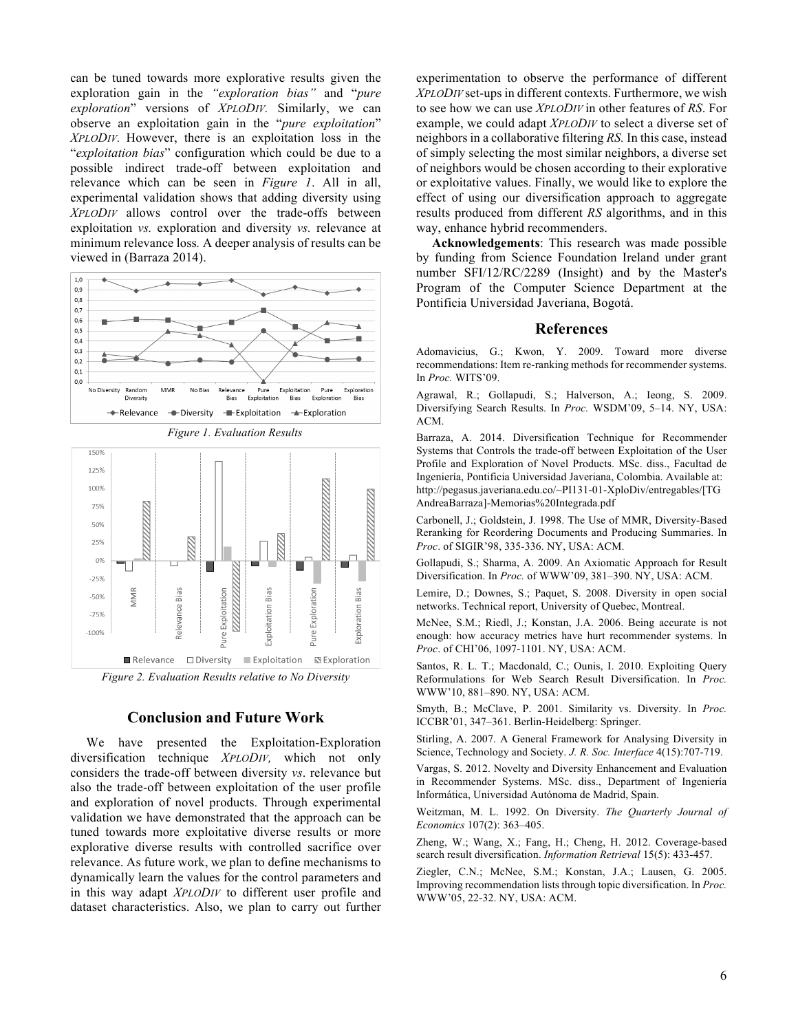can be tuned towards more explorative results given the exploration gain in the *"exploration bias"* and "*pure exploration*" versions of *XPLODIV.* Similarly, we can observe an exploitation gain in the "*pure exploitation*" *XPLODIV.* However, there is an exploitation loss in the "*exploitation bias*" configuration which could be due to a possible indirect trade-off between exploitation and relevance which can be seen in *Figure 1*. All in all, experimental validation shows that adding diversity using *XPLODIV* allows control over the trade-offs between exploitation *vs.* exploration and diversity *vs.* relevance at minimum relevance loss. A deeper analysis of results can be viewed in (Barraza 2014).

1,0
0,9
0,8
0,7
0,6
0,5
0,4
0,3
0,2
0,1
0,0

No Diversity, Random Diversity, MMR, No Bias, Relevance Bias, Pure Exploitation, Exploitation Bias, Pure Exploration, Exploration Bias

Relevance, Diversity, Exploitation, Exploration

*Figure 1. Evaluation Results*

150%
125%
100%
75%
50%
25%
0%
-25%
-50%
-75%
-100%

MMR, Relevance Bias, Pure Exploitation, Exploitation Bias, Pure Exploration, Exploration Bias

Relevance, Diversity, Exploitation, Exploration

*Figure 2. Evaluation Results relative to No Diversity*

## Conclusion and Future Work

We have presented the Exploitation-Exploration diversification technique *XPLODIV,* which not only considers the trade-off between diversity *vs*. relevance but also the trade-off between exploitation of the user profile and exploration of novel products. Through experimental validation we have demonstrated that the approach can be tuned towards more exploitative diverse results or more explorative diverse results with controlled sacrifice over relevance. As future work, we plan to define mechanisms to dynamically learn the values for the control parameters and in this way adapt *XPLODIV* to different user profile and dataset characteristics. Also, we plan to carry out further experimentation to observe the performance of different *XPLODIV* set-ups in different contexts. Furthermore, we wish to see how we can use *XPLODIV* in other features of *RS*. For example, we could adapt *XPLODIV* to select a diverse set of neighbors in a collaborative filtering *RS.* In this case, instead of simply selecting the most similar neighbors, a diverse set of neighbors would be chosen according to their explorative or exploitative values. Finally, we would like to explore the effect of using our diversification approach to aggregate results produced from different *RS* algorithms, and in this way, enhance hybrid recommenders.

**Acknowledgements**: This research was made possible by funding from Science Foundation Ireland under grant number SFI/12/RC/2289 (Insight) and by the Master's Program of the Computer Science Department at the Pontificia Universidad Javeriana, Bogotá.

## References

Adomavicius, G.; Kwon, Y. 2009. Toward more diverse recommendations: Item re-ranking methods for recommender systems. In *Proc.* WITS'09.

Agrawal, R.; Gollapudi, S.; Halverson, A.; Ieong, S. 2009. Diversifying Search Results. In *Proc.* WSDM'09, 5–14. NY, USA: ACM.

Barraza, A. 2014. Diversification Technique for Recommender Systems that Controls the trade-off between Exploitation of the User Profile and Exploration of Novel Products. MSc. diss., Facultad de Ingeniería, Pontificia Universidad Javeriana, Colombia. Available at: http://pegasus.javeriana.edu.co/~PI131-01-XploDiv/entregables/[TG AndreaBarraza]-Memorias%20Integrada.pdf

Carbonell, J.; Goldstein, J. 1998. The Use of MMR, Diversity-Based Reranking for Reordering Documents and Producing Summaries. In *Proc*. of SIGIR'98, 335-336. NY, USA: ACM.

Gollapudi, S.; Sharma, A. 2009. An Axiomatic Approach for Result Diversification. In *Proc.* of WWW'09, 381–390. NY, USA: ACM.

Lemire, D.; Downes, S.; Paquet, S. 2008. Diversity in open social networks. Technical report, University of Quebec, Montreal.

McNee, S.M.; Riedl, J.; Konstan, J.A. 2006. Being accurate is not enough: how accuracy metrics have hurt recommender systems. In *Proc*. of CHI'06, 1097-1101. NY, USA: ACM.

Santos, R. L. T.; Macdonald, C.; Ounis, I. 2010. Exploiting Query Reformulations for Web Search Result Diversification. In *Proc.* WWW'10, 881–890. NY, USA: ACM.

Smyth, B.; McClave, P. 2001. Similarity vs. Diversity. In *Proc.* ICCBR'01, 347–361. Berlin-Heidelberg: Springer.

Stirling, A. 2007. A General Framework for Analysing Diversity in Science, Technology and Society. *J. R. Soc. Interface* 4(15):707-719.

Vargas, S. 2012. Novelty and Diversity Enhancement and Evaluation in Recommender Systems. MSc. diss., Department of Ingeniería Informática, Universidad Autónoma de Madrid, Spain.

Weitzman, M. L. 1992. On Diversity. *The Quarterly Journal of Economics* 107(2): 363–405.

Zheng, W.; Wang, X.; Fang, H.; Cheng, H. 2012. Coverage-based search result diversification. *Information Retrieval* 15(5): 433-457.

Ziegler, C.N.; McNee, S.M.; Konstan, J.A.; Lausen, G. 2005. Improving recommendation lists through topic diversification. In *Proc.* WWW'05, 22-32. NY, USA: ACM.